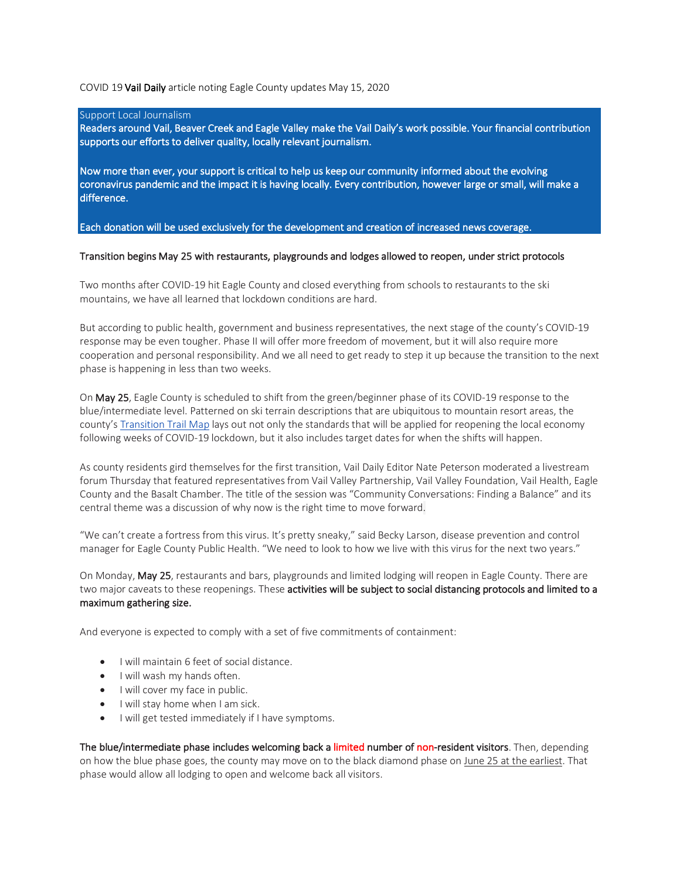COVID 19 **Vail Daily** article noting Eagle County updates May 15, 2020

Support Local Journalism

**Readers around Vail, Beaver Creek and Eagle Valley make the Vail Daily's work possible. Your financial contribution supports our efforts to deliver quality, locally relevant journalism.**

**Now more than ever, your support is critical to help us keep our community informed about the evolving coronavirus pandemic and the impact it is having locally. Every contribution, however large or small, will make a difference.**

**Each donation will be used exclusively for the development and creation of increased news coverage.**

**Transition begins May 25 with restaurants, playgrounds and lodges allowed to reopen, under strict protocols**

Two months after COVID-19 hit Eagle County and closed everything from schools to restaurants to the ski mountains, we have all learned that lockdown conditions are hard.

But according to public health, government and business representatives, the next stage of the county's COVID-19 response may be even tougher. Phase II will offer more freedom of movement, but it will also require more cooperation and personal responsibility. And we all need to get ready to step it up because the transition to the next phase is happening in less than two weeks.

On **May 25**, Eagle County is scheduled to shift from the green/beginner phase of its COVID-19 response to the blue/intermediate level. Patterned on ski terrain descriptions that are ubiquitous to mountain resort areas, the county's Transition Trail Map lays out not only the standards that will be applied for reopening the local economy following weeks of COVID-19 lockdown, but it also includes target dates for when the shifts will happen.

As county residents gird themselves for the first transition, Vail Daily Editor Nate Peterson moderated a livestream forum Thursday that featured representatives from Vail Valley Partnership, Vail Valley Foundation, Vail Health, Eagle County and the Basalt Chamber. The title of the session was "Community Conversations: Finding a Balance" and its central theme was a discussion of why now is the right time to move forward.

"We can't create a fortress from this virus. It's pretty sneaky," said Becky Larson, disease prevention and control manager for Eagle County Public Health. "We need to look to how we live with this virus for the next two years."

On Monday, **May 25**, restaurants and bars, playgrounds and limited lodging will reopen in Eagle County. There are two major caveats to these reopenings. These **activities will be subject to social distancing protocols and limited to a maximum gathering size.**

And everyone is expected to comply with a set of five commitments of containment:

- I will maintain 6 feet of social distance.
- I will wash my hands often.
- I will cover my face in public.
- I will stay home when I am sick.
- I will get tested immediately if I have symptoms.

**The blue/intermediate phase includes welcoming back a limited number of non-resident visitors**. Then, depending on how the blue phase goes, the county may move on to the black diamond phase on June 25 at the earliest. That phase would allow all lodging to open and welcome back all visitors.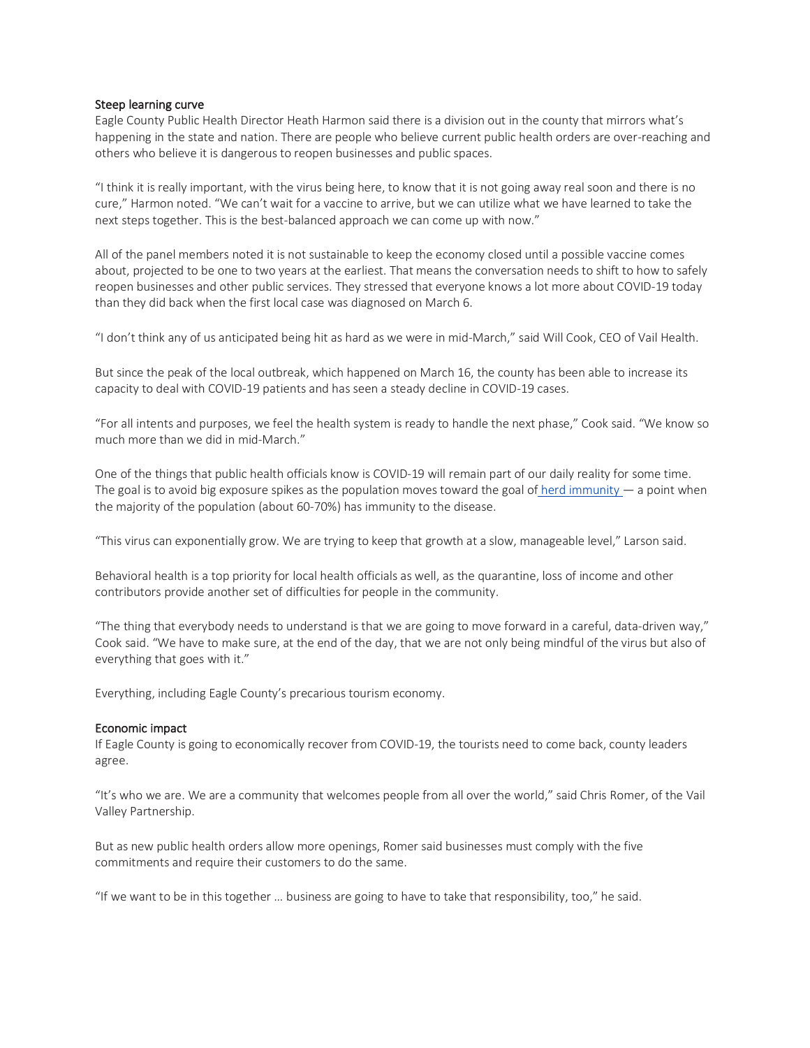### Steep learning curve

Eagle County Public Health Director Heath Harmon said there is a division out in the county that mirrors what's happening in the state and nation. There are people who believe current public health orders are over-reaching and others who believe it is dangerous to reopen businesses and public spaces.

"I think it is really important, with the virus being here, to know that it is not going away real soon and there is no cure," Harmon noted. "We can't wait for a vaccine to arrive, but we can utilize what we have learned to take the next steps together. This is the best-balanced approach we can come up with now."

All of the panel members noted it is not sustainable to keep the economy closed until a possible vaccine comes about, projected to be one to two years at the earliest. That means the conversation needs to shift to how to safely reopen businesses and other public services. They stressed that everyone knows a lot more about COVID-19 today than they did back when the first local case was diagnosed on March 6.

"I don't think any of us anticipated being hit as hard as we were in mid-March," said Will Cook, CEO of Vail Health.

But since the peak of the local outbreak, which happened on March 16, the county has been able to increase its capacity to deal with COVID-19 patients and has seen a steady decline in COVID-19 cases.

"For all intents and purposes, we feel the health system is ready to handle the next phase," Cook said. "We know so much more than we did in mid-March."

One of the things that public health officials know is COVID-19 will remain part of our daily reality for some time. The goal is to avoid big exposure spikes as the population moves toward the goal of herd immunity — a point when the majority of the population (about 60-70%) has immunity to the disease.

"This virus can exponentially grow. We are trying to keep that growth at a slow, manageable level," Larson said.

Behavioral health is a top priority for local health officials as well, as the quarantine, loss of income and other contributors provide another set of difficulties for people in the community.

"The thing that everybody needs to understand is that we are going to move forward in a careful, data-driven way," Cook said. "We have to make sure, at the end of the day, that we are not only being mindful of the virus but also of everything that goes with it."

Everything, including Eagle County's precarious tourism economy.

### Economic impact

If Eagle County is going to economically recover from COVID-19, the tourists need to come back, county leaders agree.

"It's who we are. We are a community that welcomes people from all over the world," said Chris Romer, of the Vail Valley Partnership.

But as new public health orders allow more openings, Romer said businesses must comply with the five commitments and require their customers to do the same.

"If we want to be in this together … business are going to have to take that responsibility, too," he said.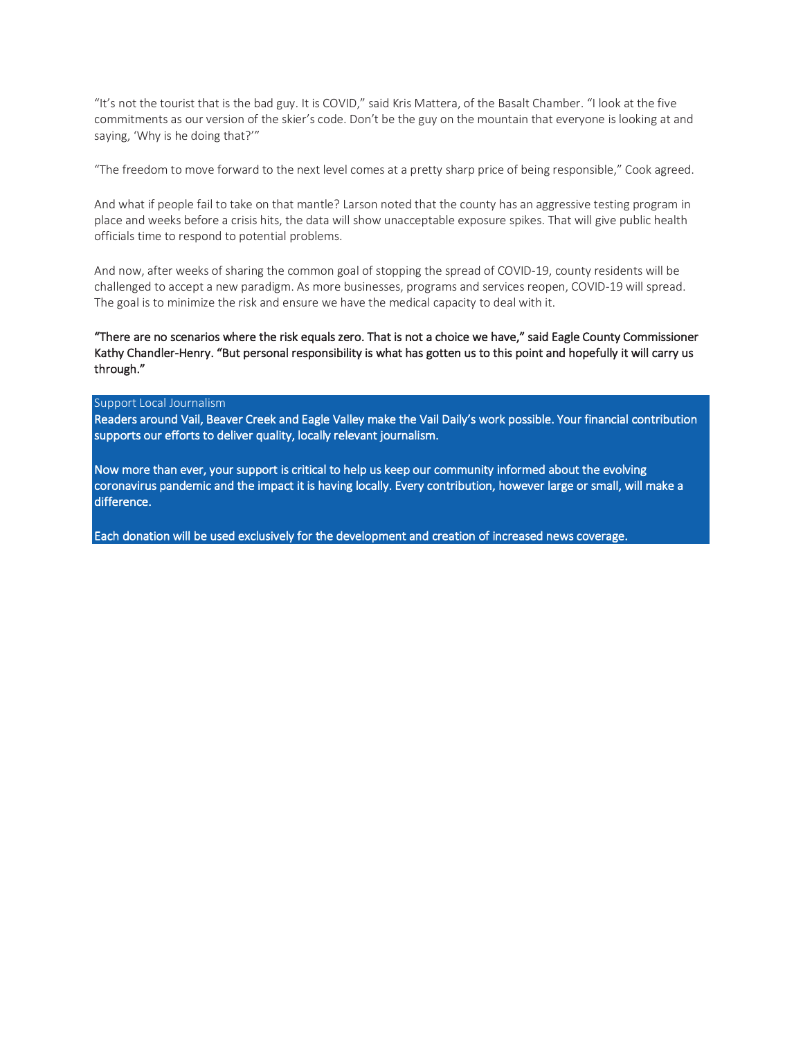"It's not the tourist that is the bad guy. It is COVID," said Kris Mattera, of the Basalt Chamber. "I look at the five commitments as our version of the skier's code. Don't be the guy on the mountain that everyone is looking at and saying, 'Why is he doing that?'"

"The freedom to move forward to the next level comes at a pretty sharp price of being responsible," Cook agreed.

And what if people fail to take on that mantle? Larson noted that the county has an aggressive testing program in place and weeks before a crisis hits, the data will show unacceptable exposure spikes. That will give public health officials time to respond to potential problems.

And now, after weeks of sharing the common goal of stopping the spread of COVID-19, county residents will be challenged to accept a new paradigm. As more businesses, programs and services reopen, COVID-19 will spread. The goal is to minimize the risk and ensure we have the medical capacity to deal with it.

"There are no scenarios where the risk equals zero. That is not a choice we have," said Eagle County Commissioner Kathy Chandler-Henry. "But personal responsibility is what has gotten us to this point and hopefully it will carry us through."

Support Local Journalism

Readers around Vail, Beaver Creek and Eagle Valley make the Vail Daily's work possible. Your financial contribution supports our efforts to deliver quality, locally relevant journalism.

Now more than ever, your support is critical to help us keep our community informed about the evolving coronavirus pandemic and the impact it is having locally. Every contribution, however large or small, will make a difference.

Each donation will be used exclusively for the development and creation of increased news coverage.